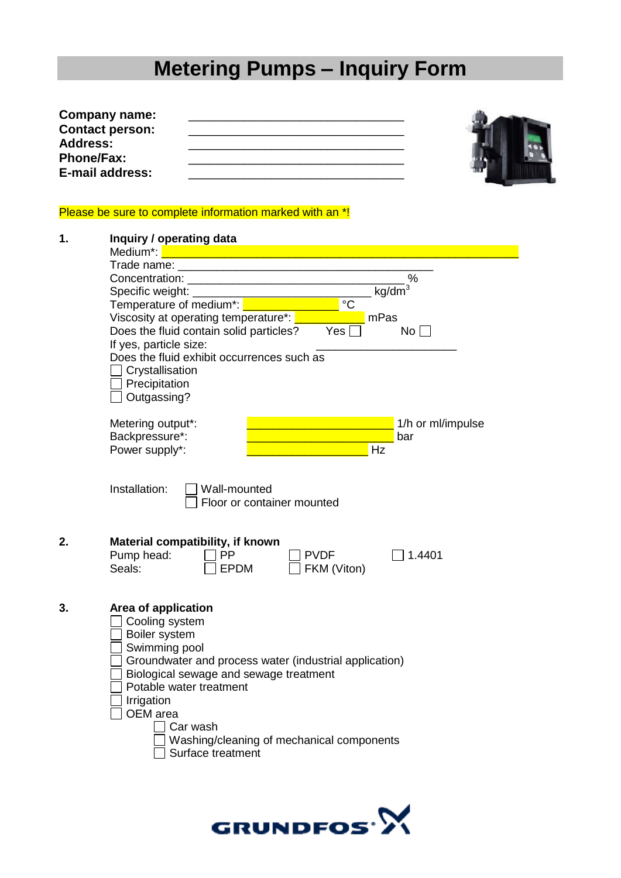# Metering Pumps – Inquiry Form

**Company name:** ________________________________
**Contact person:** ________________________________
**Address:** ________________________________
**Phone/Fax:** ________________________________
**E-mail address:** ________________________________

Please be sure to complete information marked with an *!

**1. Inquiry / operating data**

Medium*: ______________________________________________

Trade name: ____________________________________

Concentration: ________________________________ %

Specific weight: __________________________ kg/dm³

Temperature of medium*: ______________ °C

Viscosity at operating temperature*: __________ mPas

Does the fluid contain solid particles? Yes ☐ No ☐

If yes, particle size: ____________________

Does the fluid exhibit occurrences such as

- ☐ Crystallisation
- ☐ Precipitation
- ☐ Outgassing?

Metering output*: ______________________ 1/h or ml/impulse

Backpressure*: ______________________ bar

Power supply*: ____________________ Hz

Installation:
- ☐ Wall-mounted
- ☐ Floor or container mounted

**2. Material compatibility, if known**

Pump head: ☐ PP ☐ PVDF ☐ 1.4401

Seals: ☐ EPDM ☐ FKM (Viton)

**3. Area of application**

- ☐ Cooling system
- ☐ Boiler system
- ☐ Swimming pool
- ☐ Groundwater and process water (industrial application)
- ☐ Biological sewage and sewage treatment
- ☐ Potable water treatment
- ☐ Irrigation
- ☐ OEM area
  - ☐ Car wash
  - ☐ Washing/cleaning of mechanical components
  - ☐ Surface treatment

GRUNDFOS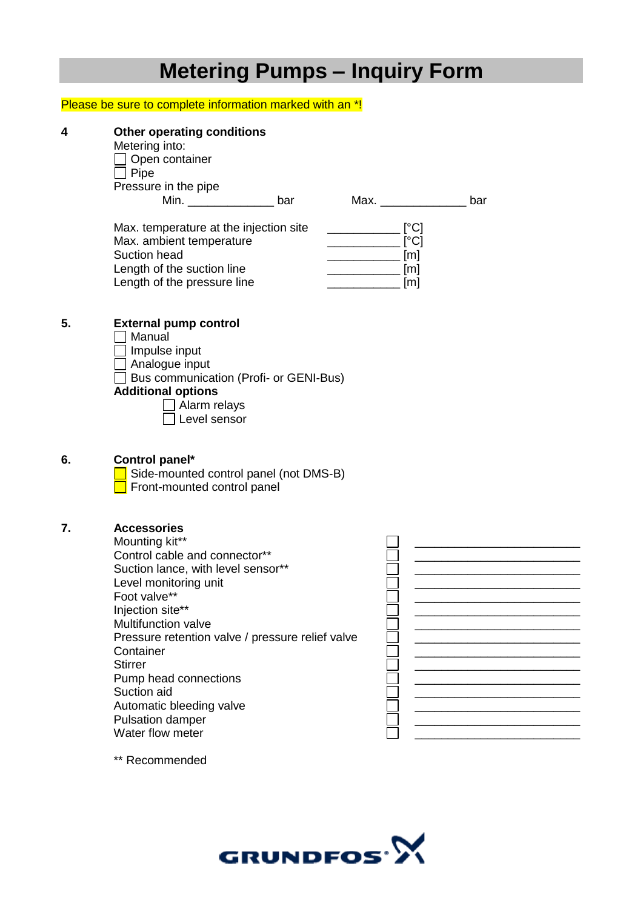# Metering Pumps – Inquiry Form

Please be sure to complete information marked with an *!

## 4 Other operating conditions

Metering into:

- ☐ Open container
- ☐ Pipe

Pressure in the pipe

Min. _____________ bar     Max. _____________ bar

| | | |
|---|---|---|
| Max. temperature at the injection site | ___________ | [°C] |
| Max. ambient temperature | ___________ | [°C] |
| Suction head | ___________ | [m] |
| Length of the suction line | ___________ | [m] |
| Length of the pressure line | ___________ | [m] |

## 5. External pump control

- ☐ Manual
- ☐ Impulse input
- ☐ Analogue input
- ☐ Bus communication (Profi- or GENI-Bus)

**Additional options**

- ☐ Alarm relays
- ☐ Level sensor

## 6. Control panel*

- ☐ Side-mounted control panel (not DMS-B)
- ☐ Front-mounted control panel

## 7. Accessories

| | | |
|---|---|---|
| Mounting kit** | ☐ | _________________________ |
| Control cable and connector** | ☐ | _________________________ |
| Suction lance, with level sensor** | ☐ | _________________________ |
| Level monitoring unit | ☐ | _________________________ |
| Foot valve** | ☐ | _________________________ |
| Injection site** | ☐ | _________________________ |
| Multifunction valve | ☐ | _________________________ |
| Pressure retention valve / pressure relief valve | ☐ | _________________________ |
| Container | ☐ | _________________________ |
| Stirrer | ☐ | _________________________ |
| Pump head connections | ☐ | _________________________ |
| Suction aid | ☐ | _________________________ |
| Automatic bleeding valve | ☐ | _________________________ |
| Pulsation damper | ☐ | _________________________ |
| Water flow meter | ☐ | _________________________ |

** Recommended

GRUNDFOS